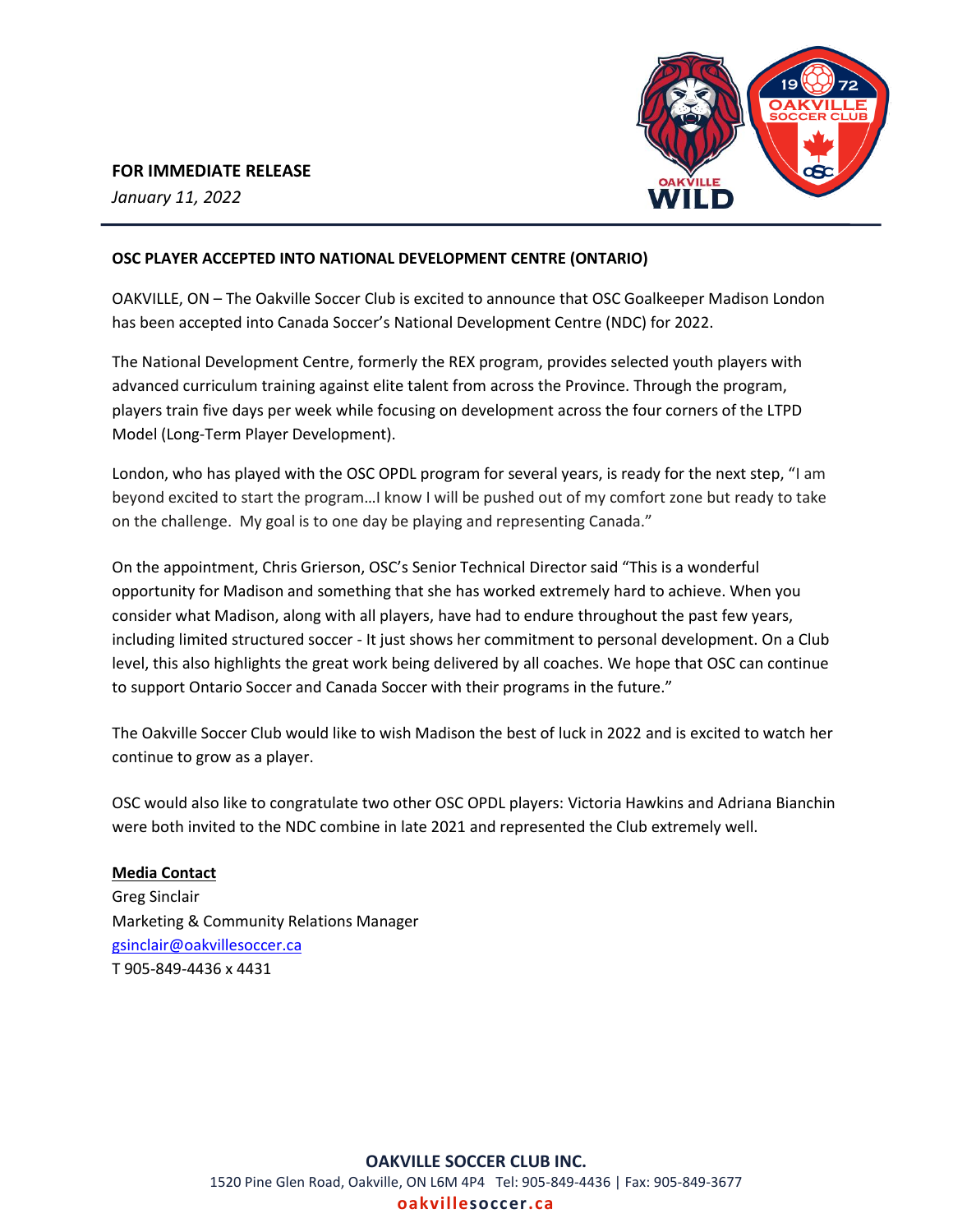**FOR IMMEDIATE RELEASE**

*January 11, 2022*

---

**OSC PLAYER ACCEPTED INTO NATIONAL DEVELOPMENT CENTRE (ONTARIO)**

OAKVILLE, ON – The Oakville Soccer Club is excited to announce that OSC Goalkeeper Madison London has been accepted into Canada Soccer's National Development Centre (NDC) for 2022.

The National Development Centre, formerly the REX program, provides selected youth players with advanced curriculum training against elite talent from across the Province. Through the program, players train five days per week while focusing on development across the four corners of the LTPD Model (Long-Term Player Development).

London, who has played with the OSC OPDL program for several years, is ready for the next step, "I am beyond excited to start the program…I know I will be pushed out of my comfort zone but ready to take on the challenge. My goal is to one day be playing and representing Canada."

On the appointment, Chris Grierson, OSC's Senior Technical Director said "This is a wonderful opportunity for Madison and something that she has worked extremely hard to achieve. When you consider what Madison, along with all players, have had to endure throughout the past few years, including limited structured soccer - It just shows her commitment to personal development. On a Club level, this also highlights the great work being delivered by all coaches. We hope that OSC can continue to support Ontario Soccer and Canada Soccer with their programs in the future."

The Oakville Soccer Club would like to wish Madison the best of luck in 2022 and is excited to watch her continue to grow as a player.

OSC would also like to congratulate two other OSC OPDL players: Victoria Hawkins and Adriana Bianchin were both invited to the NDC combine in late 2021 and represented the Club extremely well.

**Media Contact**
Greg Sinclair
Marketing & Community Relations Manager
gsinclair@oakvillesoccer.ca
T 905-849-4436 x 4431

**OAKVILLE SOCCER CLUB INC.**
1520 Pine Glen Road, Oakville, ON L6M 4P4 Tel: 905-849-4436 | Fax: 905-849-3677
oakvillesoccer.ca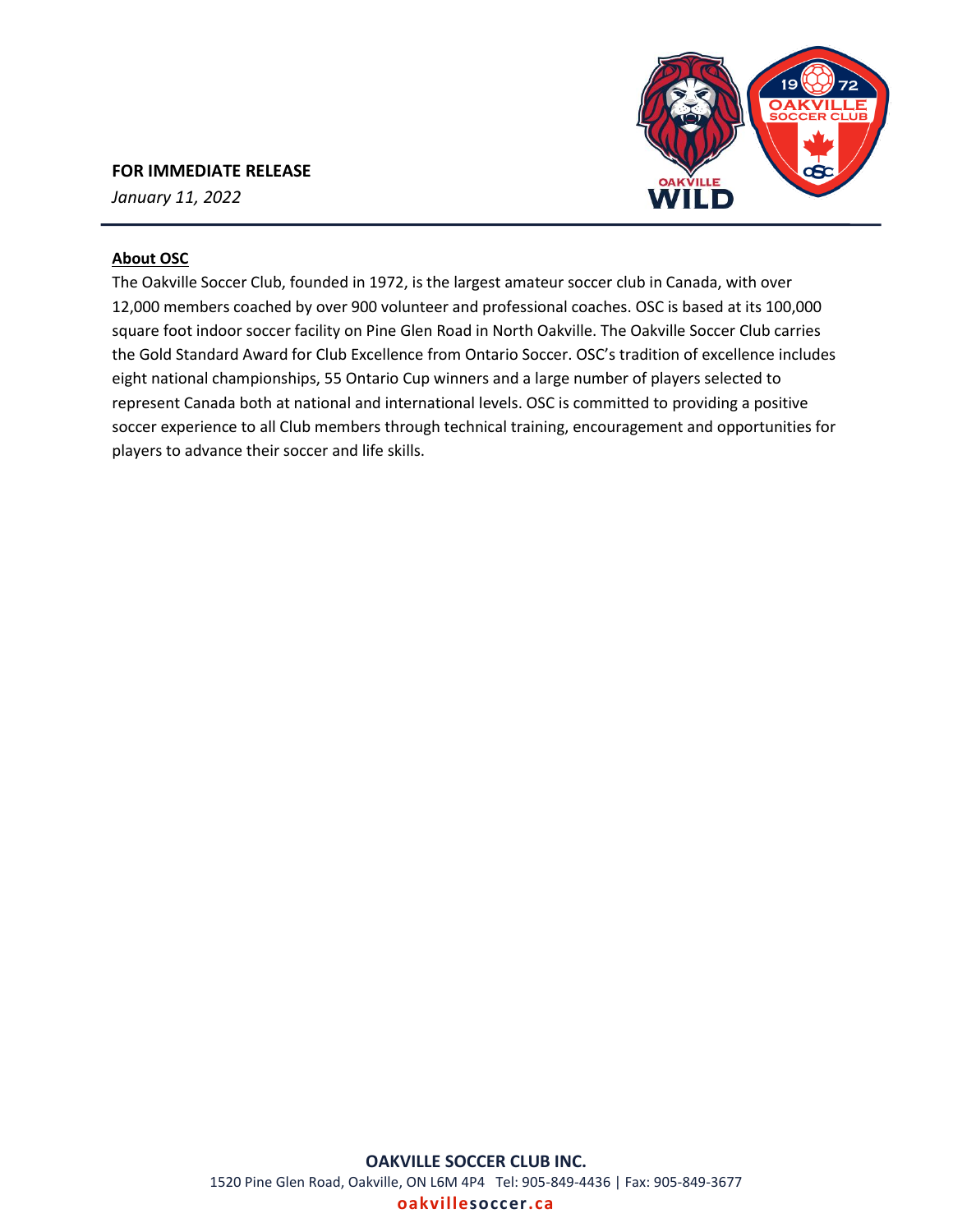**FOR IMMEDIATE RELEASE**

*January 11, 2022*

**About OSC**

The Oakville Soccer Club, founded in 1972, is the largest amateur soccer club in Canada, with over 12,000 members coached by over 900 volunteer and professional coaches. OSC is based at its 100,000 square foot indoor soccer facility on Pine Glen Road in North Oakville. The Oakville Soccer Club carries the Gold Standard Award for Club Excellence from Ontario Soccer. OSC's tradition of excellence includes eight national championships, 55 Ontario Cup winners and a large number of players selected to represent Canada both at national and international levels. OSC is committed to providing a positive soccer experience to all Club members through technical training, encouragement and opportunities for players to advance their soccer and life skills.

**OAKVILLE SOCCER CLUB INC.**

1520 Pine Glen Road, Oakville, ON L6M 4P4 Tel: 905-849-4436 | Fax: 905-849-3677

**oakvillesoccer.ca**